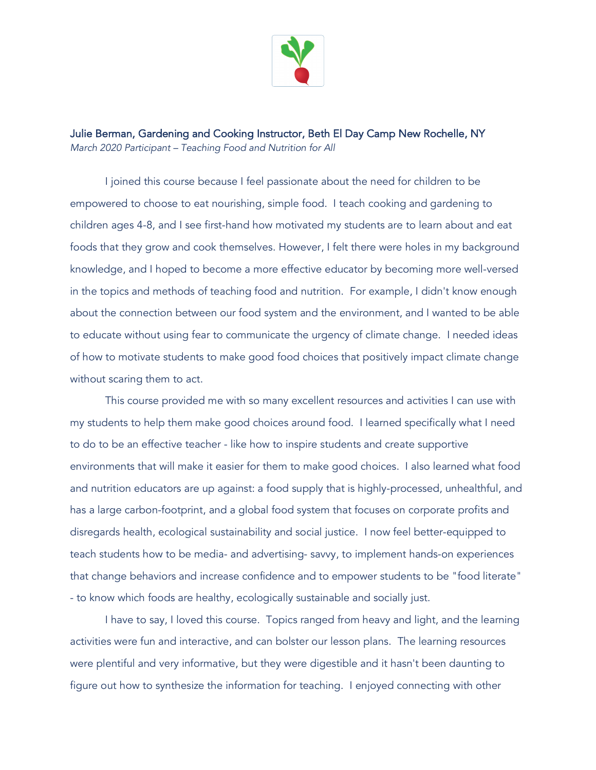**Julie Berman, Gardening and Cooking Instructor, Beth El Day Camp New Rochelle, NY**
*March 2020 Participant – Teaching Food and Nutrition for All*

I joined this course because I feel passionate about the need for children to be empowered to choose to eat nourishing, simple food. I teach cooking and gardening to children ages 4-8, and I see first-hand how motivated my students are to learn about and eat foods that they grow and cook themselves. However, I felt there were holes in my background knowledge, and I hoped to become a more effective educator by becoming more well-versed in the topics and methods of teaching food and nutrition. For example, I didn't know enough about the connection between our food system and the environment, and I wanted to be able to educate without using fear to communicate the urgency of climate change. I needed ideas of how to motivate students to make good food choices that positively impact climate change without scaring them to act.

This course provided me with so many excellent resources and activities I can use with my students to help them make good choices around food. I learned specifically what I need to do to be an effective teacher - like how to inspire students and create supportive environments that will make it easier for them to make good choices. I also learned what food and nutrition educators are up against: a food supply that is highly-processed, unhealthful, and has a large carbon-footprint, and a global food system that focuses on corporate profits and disregards health, ecological sustainability and social justice. I now feel better-equipped to teach students how to be media- and advertising- savvy, to implement hands-on experiences that change behaviors and increase confidence and to empower students to be "food literate" - to know which foods are healthy, ecologically sustainable and socially just.

I have to say, I loved this course. Topics ranged from heavy and light, and the learning activities were fun and interactive, and can bolster our lesson plans. The learning resources were plentiful and very informative, but they were digestible and it hasn't been daunting to figure out how to synthesize the information for teaching. I enjoyed connecting with other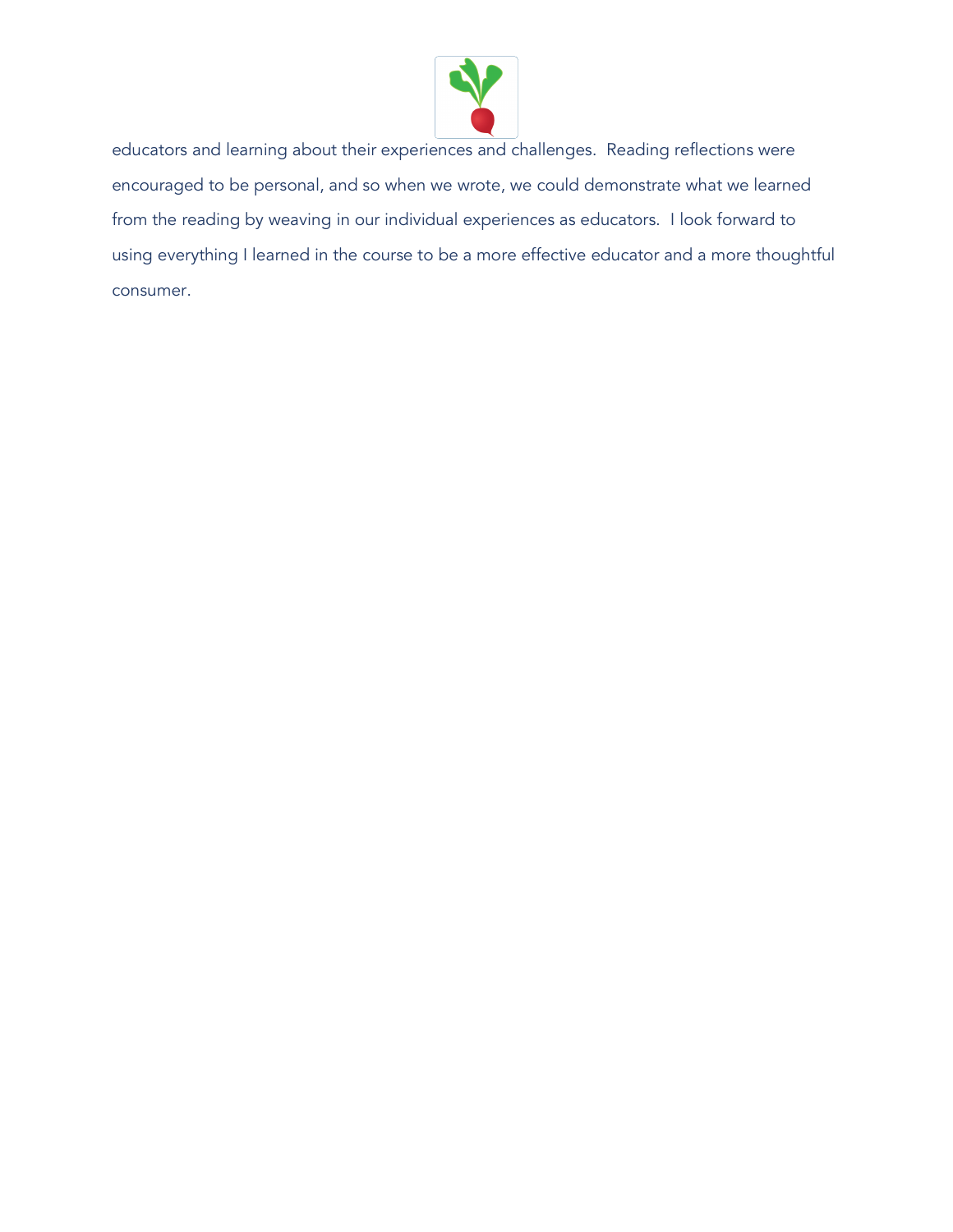educators and learning about their experiences and challenges.  Reading reflections were encouraged to be personal, and so when we wrote, we could demonstrate what we learned from the reading by weaving in our individual experiences as educators.  I look forward to using everything I learned in the course to be a more effective educator and a more thoughtful consumer.